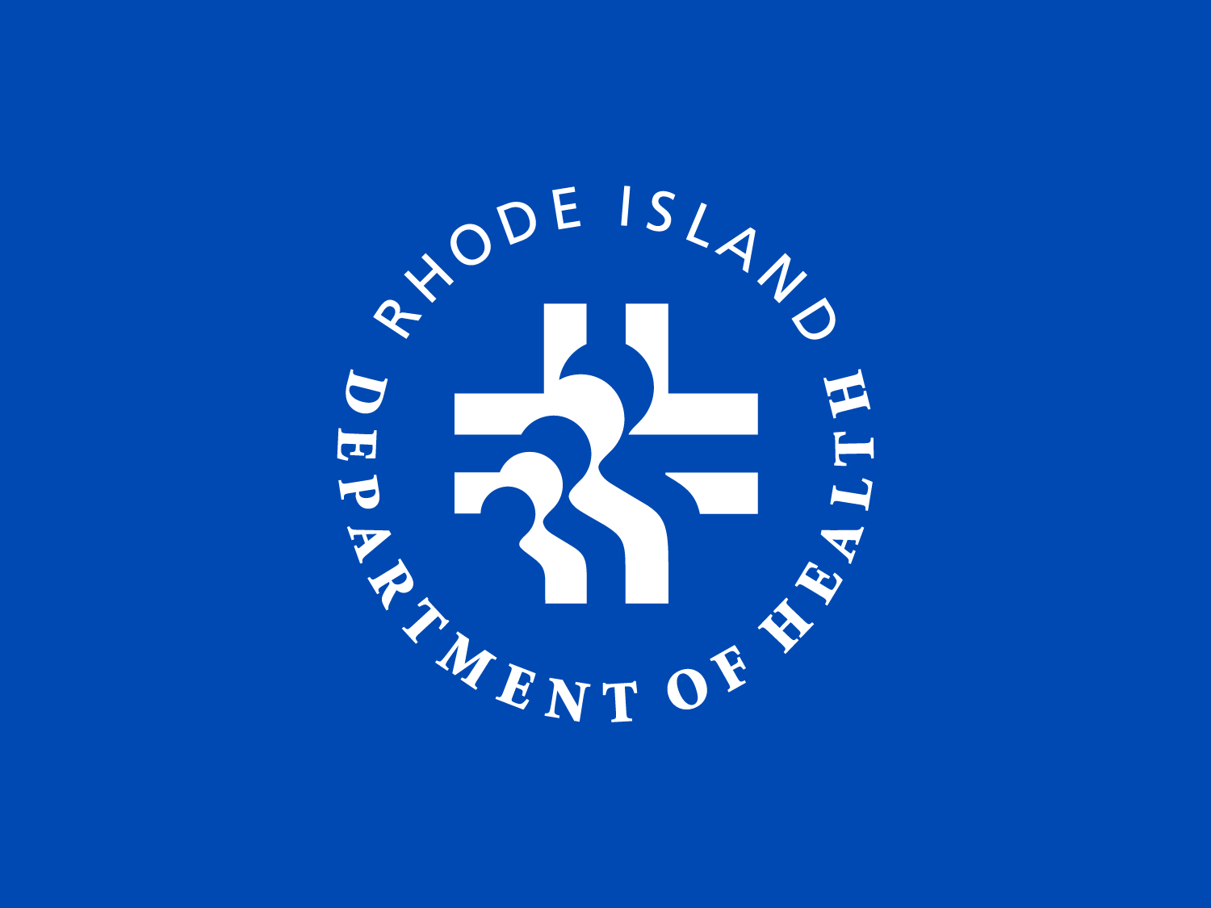RHODE ISLAND DEPARTMENT OF HEALTH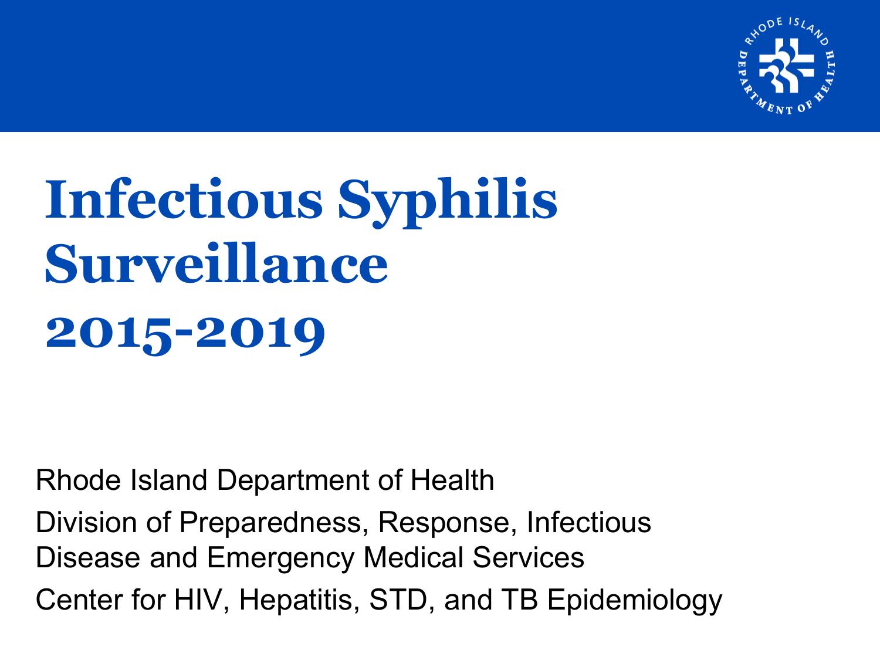# Infectious Syphilis Surveillance

## 2015-2019

Rhode Island Department of Health

Division of Preparedness, Response, Infectious Disease and Emergency Medical Services

Center for HIV, Hepatitis, STD, and TB Epidemiology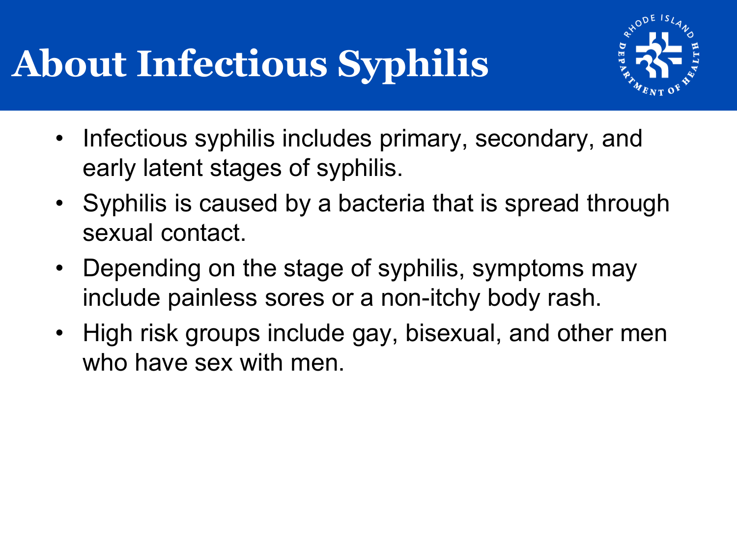# About Infectious Syphilis

- Infectious syphilis includes primary, secondary, and early latent stages of syphilis.
- Syphilis is caused by a bacteria that is spread through sexual contact.
- Depending on the stage of syphilis, symptoms may include painless sores or a non-itchy body rash.
- High risk groups include gay, bisexual, and other men who have sex with men.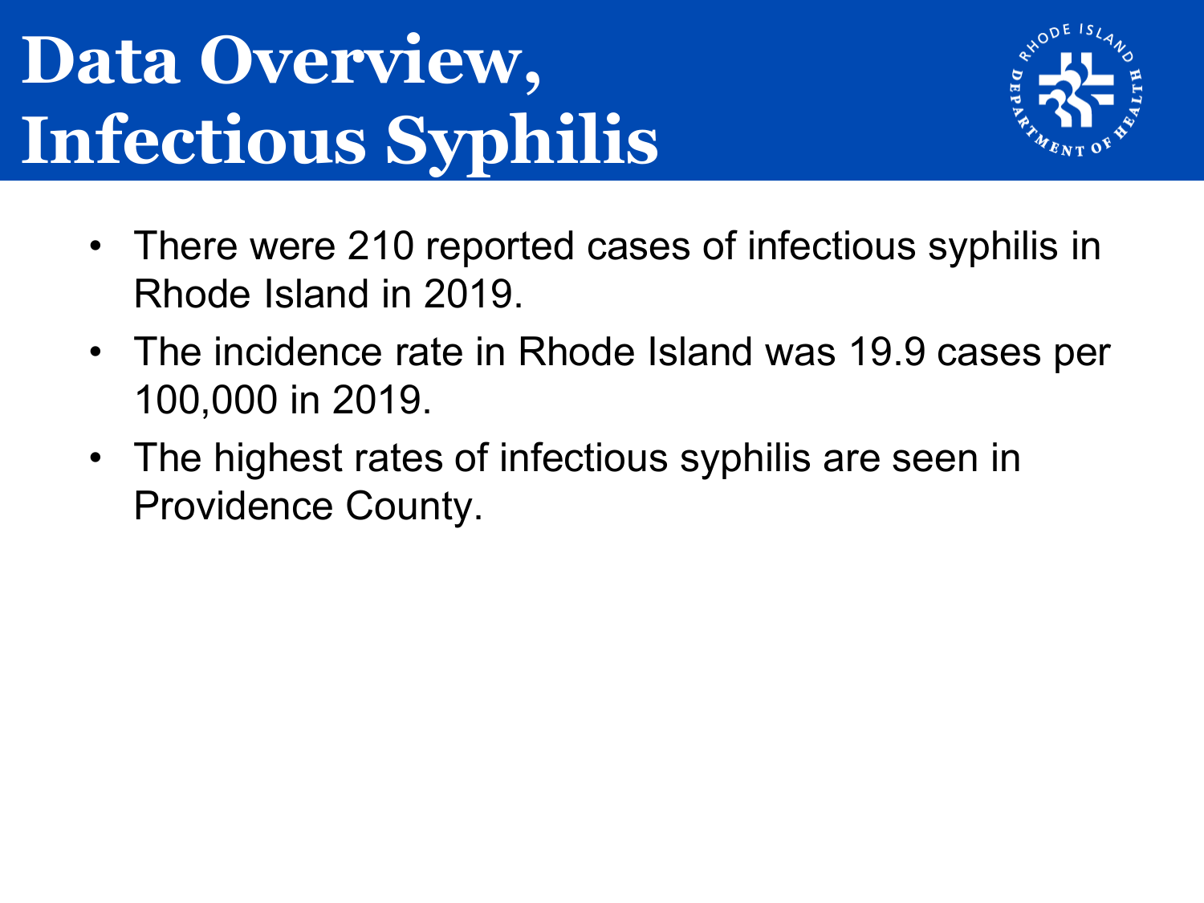# Data Overview, Infectious Syphilis

- There were 210 reported cases of infectious syphilis in Rhode Island in 2019.
- The incidence rate in Rhode Island was 19.9 cases per 100,000 in 2019.
- The highest rates of infectious syphilis are seen in Providence County.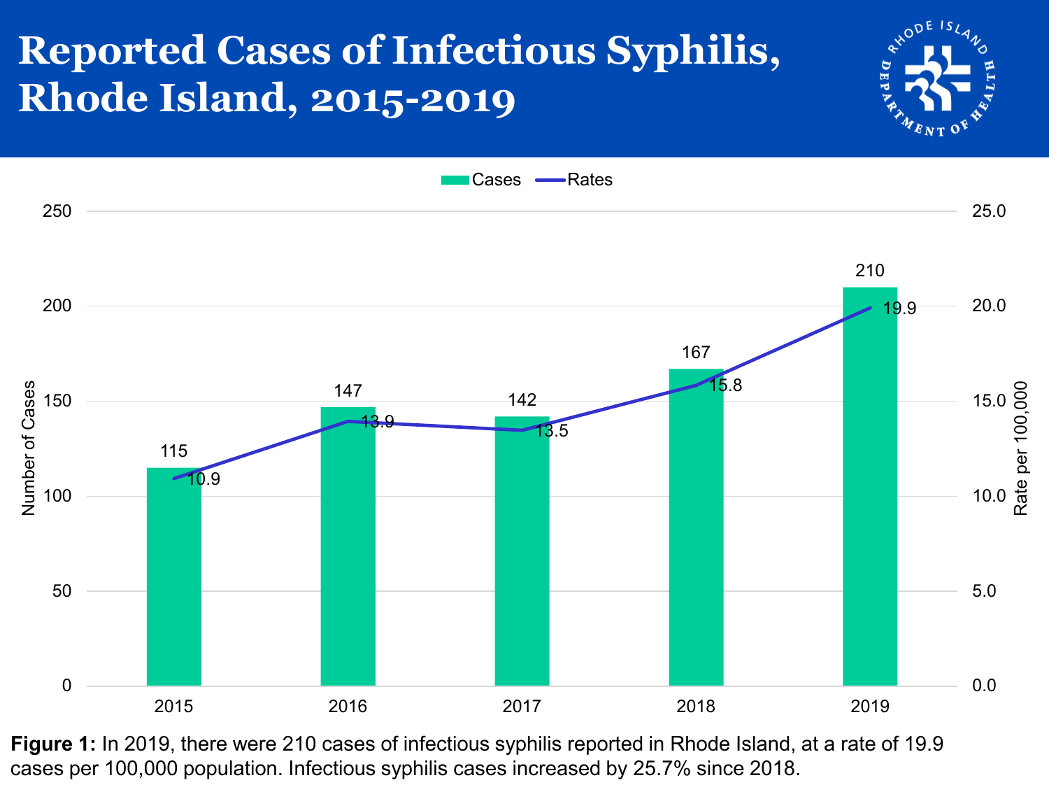# Reported Cases of Infectious Syphilis, Rhode Island, 2015-2019

| Year | Cases | Rates |
|---|---|---|
| 2015 | 115 | 10.9 |
| 2016 | 147 | 13.9 |
| 2017 | 142 | 13.5 |
| 2018 | 167 | 15.8 |
| 2019 | 210 | 19.9 |

**Figure 1:** In 2019, there were 210 cases of infectious syphilis reported in Rhode Island, at a rate of 19.9 cases per 100,000 population. Infectious syphilis cases increased by 25.7% since 2018.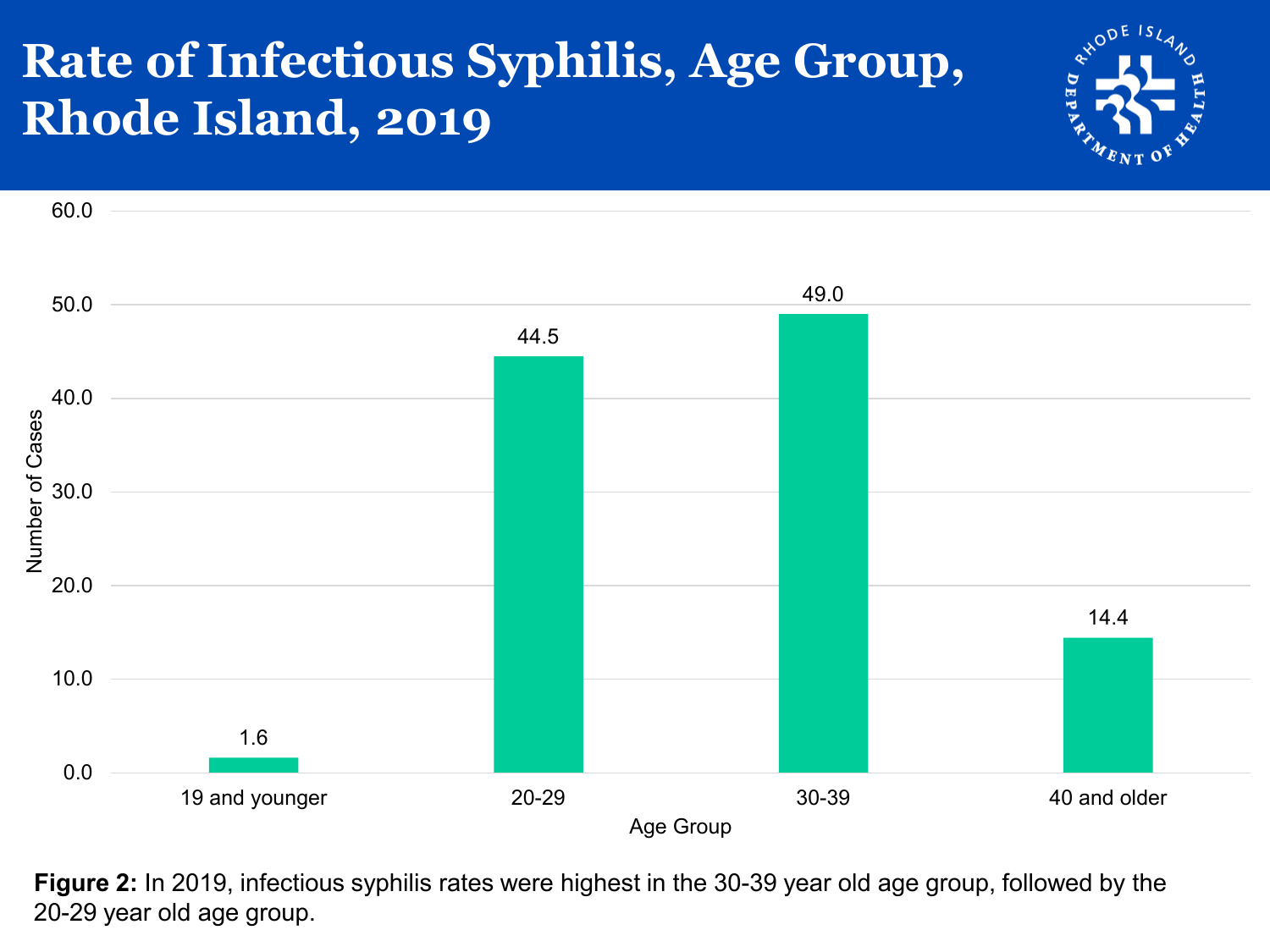# Rate of Infectious Syphilis, Age Group, Rhode Island, 2019

| Age Group | Number of Cases |
|---|---|
| 19 and younger | 1.6 |
| 20-29 | 44.5 |
| 30-39 | 49.0 |
| 40 and older | 14.4 |

**Figure 2:** In 2019, infectious syphilis rates were highest in the 30-39 year old age group, followed by the 20-29 year old age group.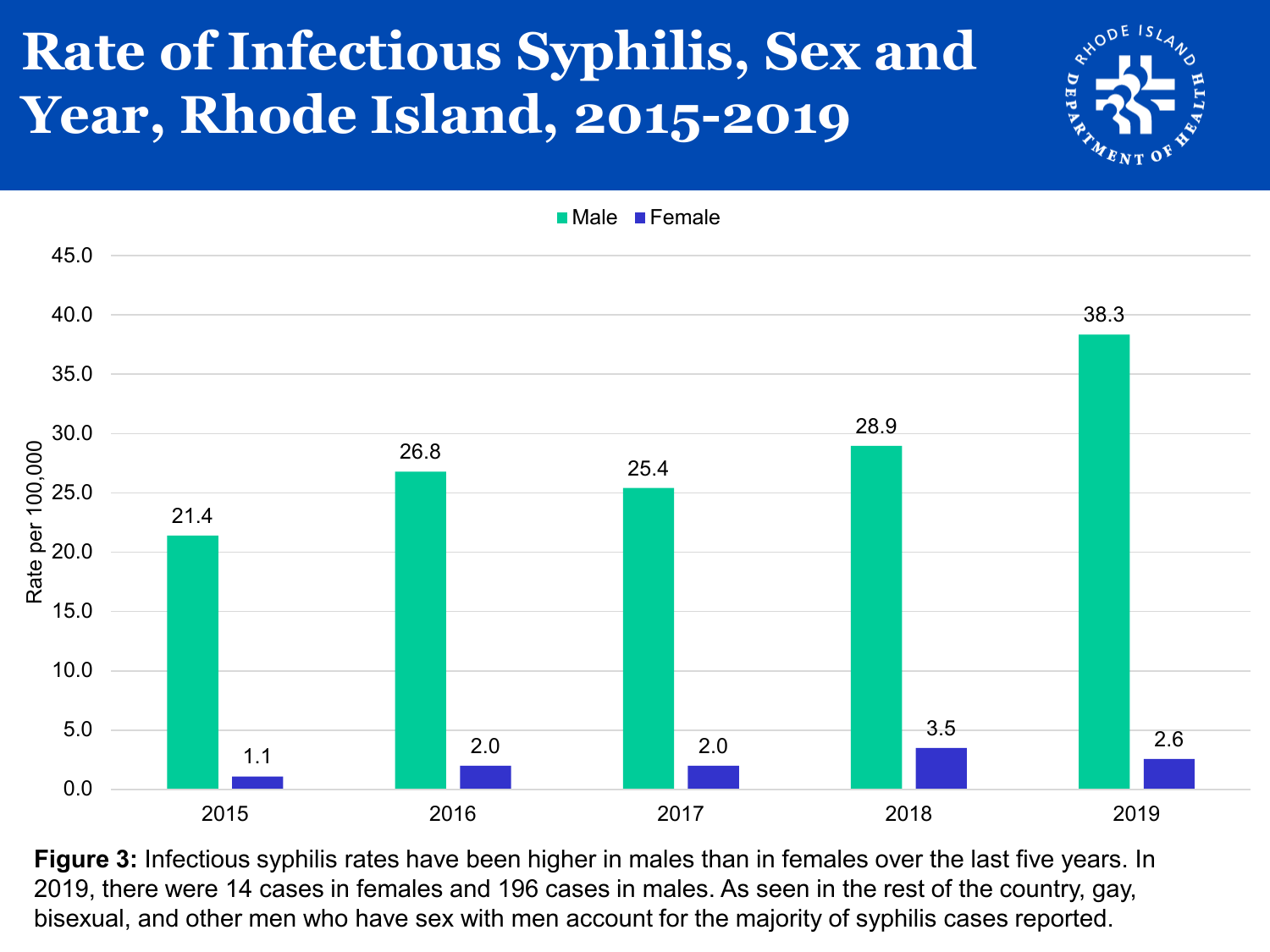# Rate of Infectious Syphilis, Sex and Year, Rhode Island, 2015-2019

| Year | Male | Female |
| --- | --- | --- |
| 2015 | 21.4 | 1.1 |
| 2016 | 26.8 | 2.0 |
| 2017 | 25.4 | 2.0 |
| 2018 | 28.9 | 3.5 |
| 2019 | 38.3 | 2.6 |

Rate per 100,000

**Figure 3:** Infectious syphilis rates have been higher in males than in females over the last five years. In 2019, there were 14 cases in females and 196 cases in males. As seen in the rest of the country, gay, bisexual, and other men who have sex with men account for the majority of syphilis cases reported.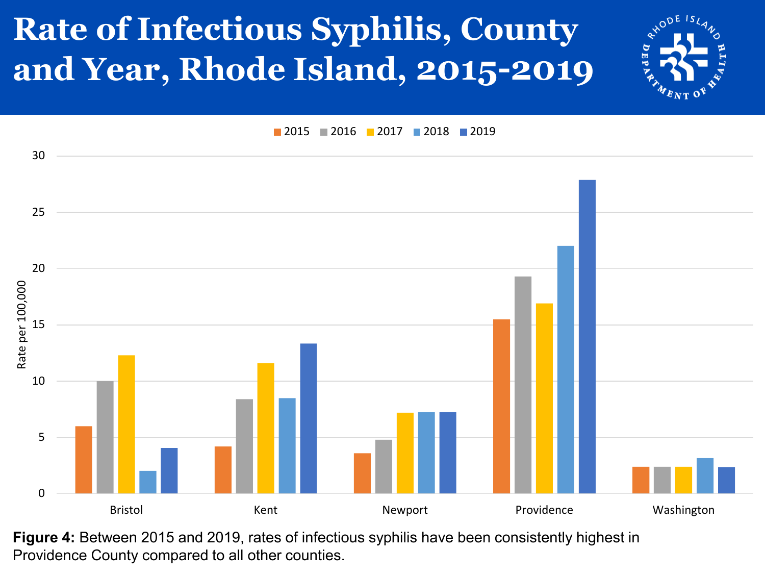# Rate of Infectious Syphilis, County and Year, Rhode Island, 2015-2019

**Figure 4:** Between 2015 and 2019, rates of infectious syphilis have been consistently highest in Providence County compared to all other counties.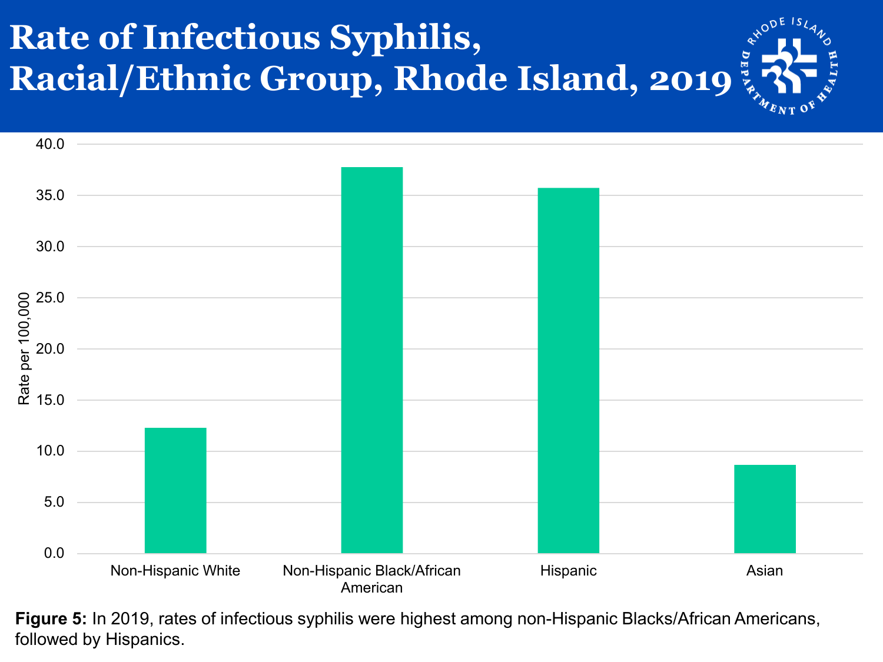# Rate of Infectious Syphilis, Racial/Ethnic Group, Rhode Island, 2019

**Figure 5:** In 2019, rates of infectious syphilis were highest among non-Hispanic Blacks/African Americans, followed by Hispanics.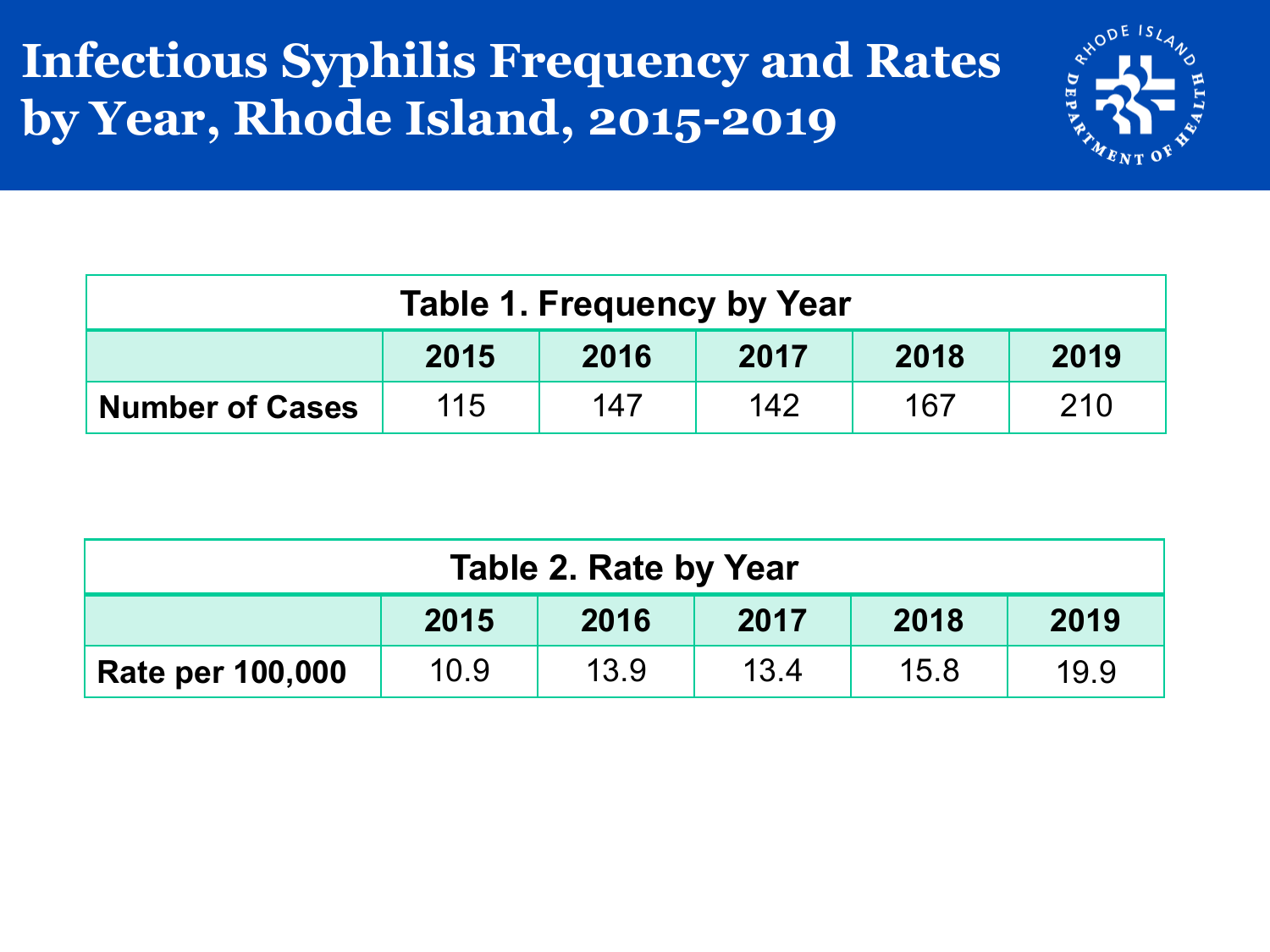# Infectious Syphilis Frequency and Rates by Year, Rhode Island, 2015-2019

**Table 1. Frequency by Year**

| | 2015 | 2016 | 2017 | 2018 | 2019 |
|---|---|---|---|---|---|
| **Number of Cases** | 115 | 147 | 142 | 167 | 210 |

**Table 2. Rate by Year**

| | 2015 | 2016 | 2017 | 2018 | 2019 |
|---|---|---|---|---|---|
| **Rate per 100,000** | 10.9 | 13.9 | 13.4 | 15.8 | 19.9 |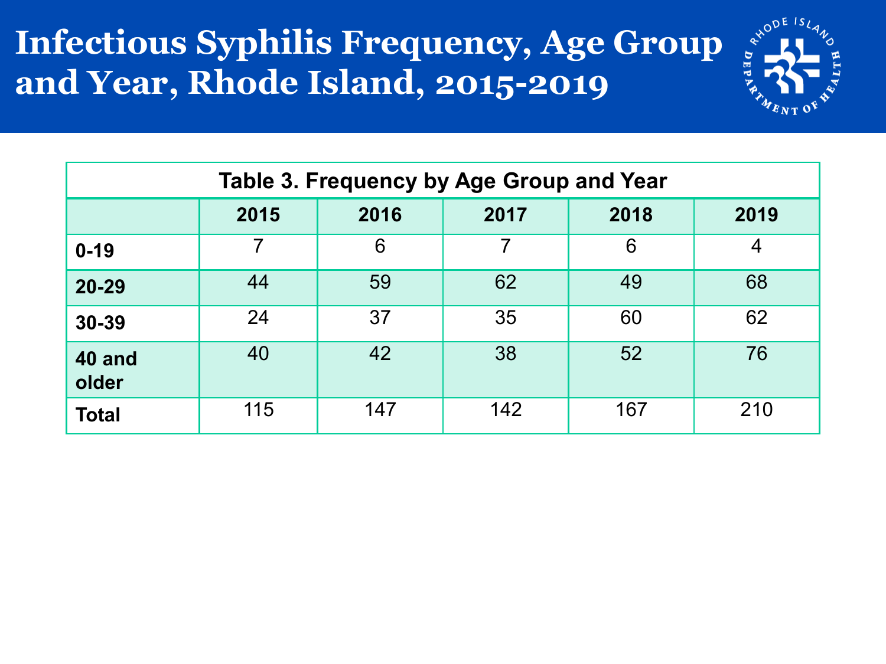# Infectious Syphilis Frequency, Age Group and Year, Rhode Island, 2015-2019

| Table 3. Frequency by Age Group and Year | | | | | |
|---|---|---|---|---|---|
| | **2015** | **2016** | **2017** | **2018** | **2019** |
| **0-19** | 7 | 6 | 7 | 6 | 4 |
| **20-29** | 44 | 59 | 62 | 49 | 68 |
| **30-39** | 24 | 37 | 35 | 60 | 62 |
| **40 and older** | 40 | 42 | 38 | 52 | 76 |
| **Total** | 115 | 147 | 142 | 167 | 210 |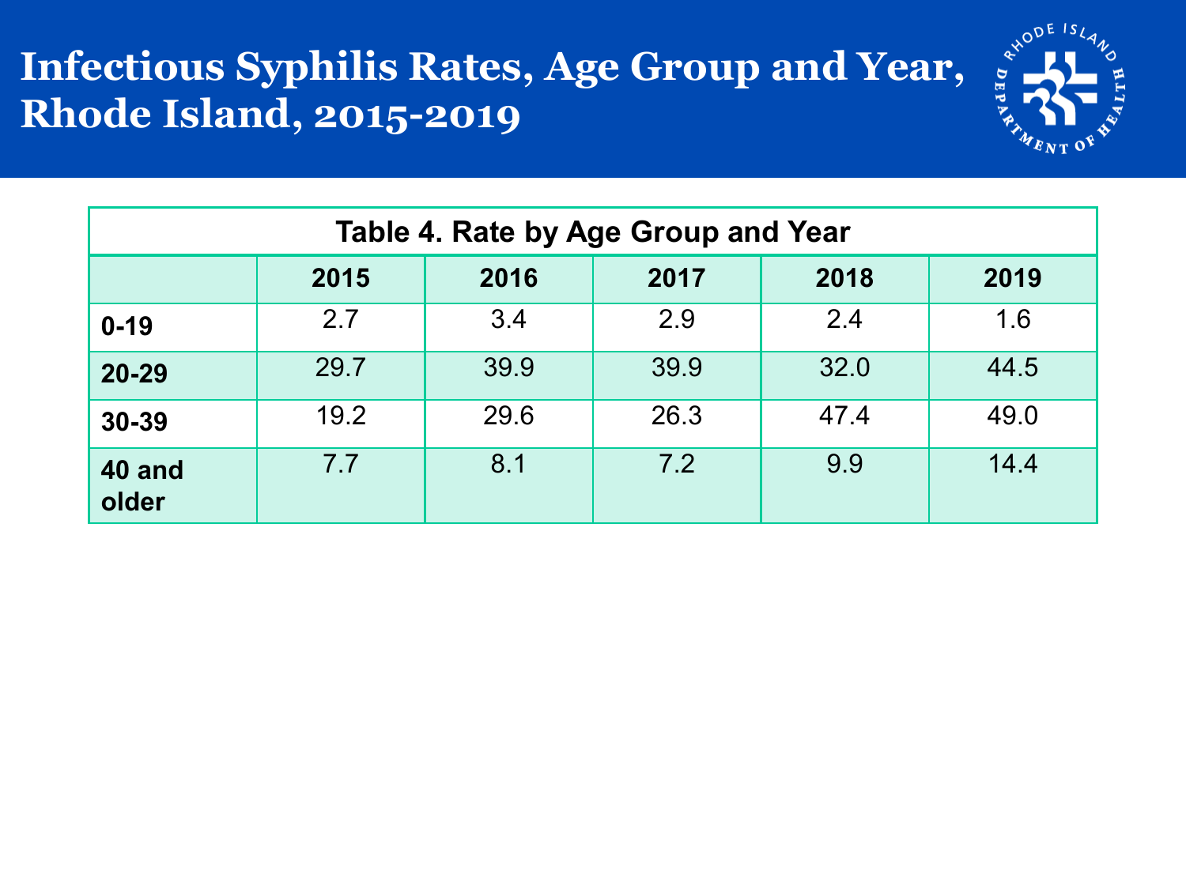# Infectious Syphilis Rates, Age Group and Year, Rhode Island, 2015-2019

| Table 4. Rate by Age Group and Year | | | | | |
|---|---|---|---|---|---|
| | **2015** | **2016** | **2017** | **2018** | **2019** |
| **0-19** | 2.7 | 3.4 | 2.9 | 2.4 | 1.6 |
| **20-29** | 29.7 | 39.9 | 39.9 | 32.0 | 44.5 |
| **30-39** | 19.2 | 29.6 | 26.3 | 47.4 | 49.0 |
| **40 and older** | 7.7 | 8.1 | 7.2 | 9.9 | 14.4 |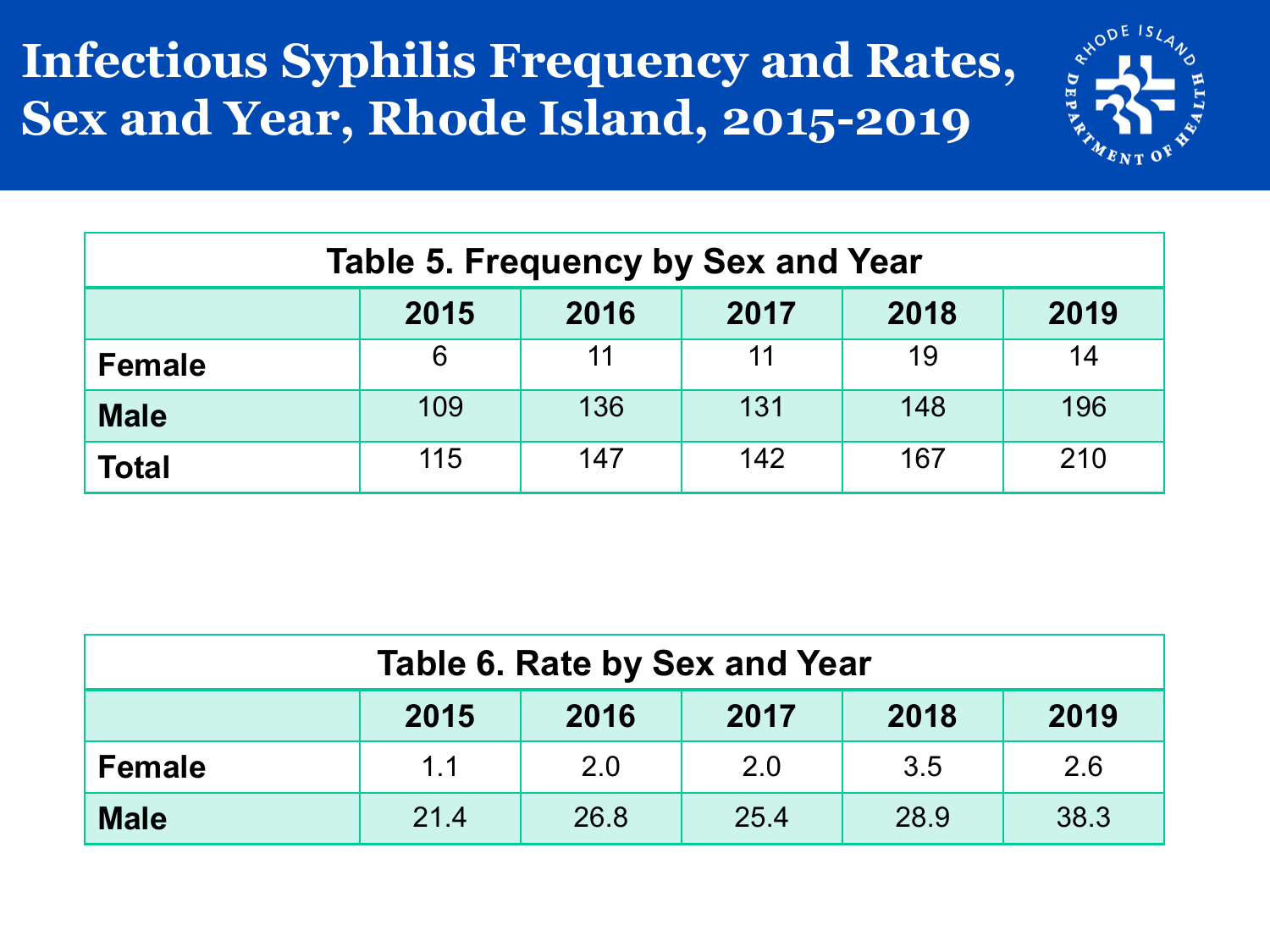# Infectious Syphilis Frequency and Rates, Sex and Year, Rhode Island, 2015-2019

**Table 5. Frequency by Sex and Year**

| | 2015 | 2016 | 2017 | 2018 | 2019 |
|---|---|---|---|---|---|
| **Female** | 6 | 11 | 11 | 19 | 14 |
| **Male** | 109 | 136 | 131 | 148 | 196 |
| **Total** | 115 | 147 | 142 | 167 | 210 |

**Table 6. Rate by Sex and Year**

| | 2015 | 2016 | 2017 | 2018 | 2019 |
|---|---|---|---|---|---|
| **Female** | 1.1 | 2.0 | 2.0 | 3.5 | 2.6 |
| **Male** | 21.4 | 26.8 | 25.4 | 28.9 | 38.3 |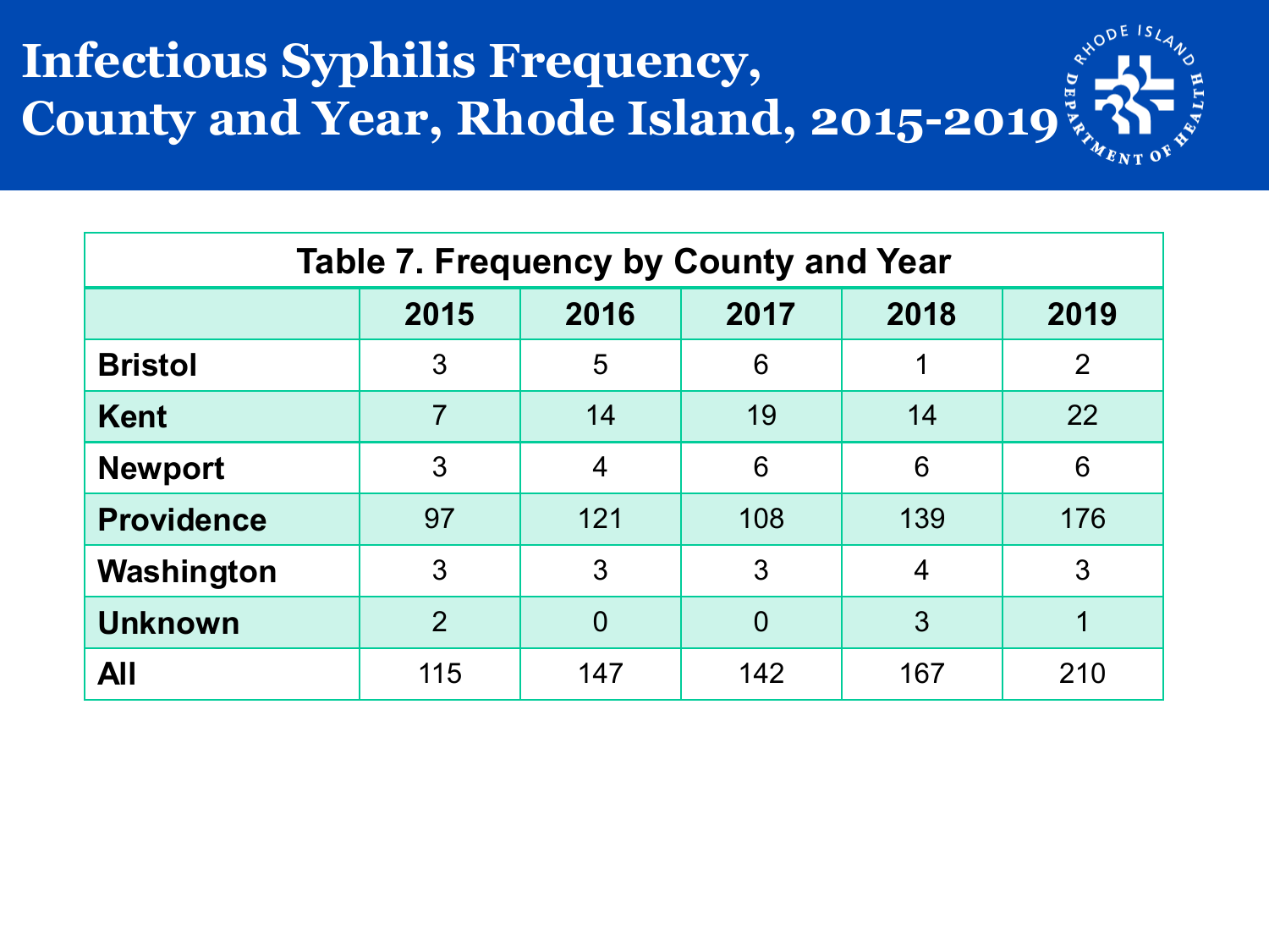# Infectious Syphilis Frequency, County and Year, Rhode Island, 2015-2019

**Table 7. Frequency by County and Year**

| | 2015 | 2016 | 2017 | 2018 | 2019 |
|---|---|---|---|---|---|
| **Bristol** | 3 | 5 | 6 | 1 | 2 |
| **Kent** | 7 | 14 | 19 | 14 | 22 |
| **Newport** | 3 | 4 | 6 | 6 | 6 |
| **Providence** | 97 | 121 | 108 | 139 | 176 |
| **Washington** | 3 | 3 | 3 | 4 | 3 |
| **Unknown** | 2 | 0 | 0 | 3 | 1 |
| **All** | 115 | 147 | 142 | 167 | 210 |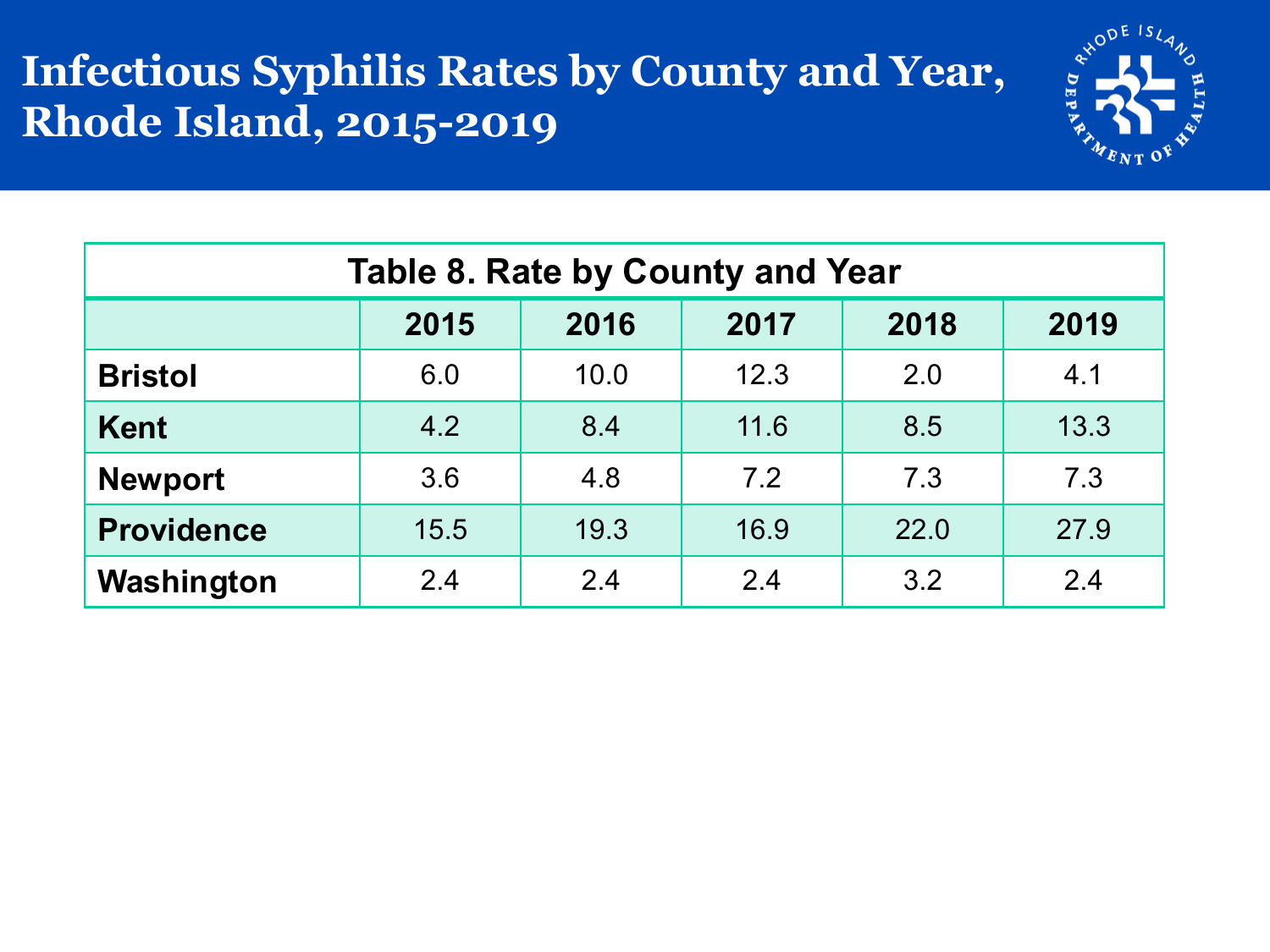# Infectious Syphilis Rates by County and Year, Rhode Island, 2015-2019

| Table 8. Rate by County and Year | | | | | |
|---|---|---|---|---|---|
| | **2015** | **2016** | **2017** | **2018** | **2019** |
| **Bristol** | 6.0 | 10.0 | 12.3 | 2.0 | 4.1 |
| **Kent** | 4.2 | 8.4 | 11.6 | 8.5 | 13.3 |
| **Newport** | 3.6 | 4.8 | 7.2 | 7.3 | 7.3 |
| **Providence** | 15.5 | 19.3 | 16.9 | 22.0 | 27.9 |
| **Washington** | 2.4 | 2.4 | 2.4 | 3.2 | 2.4 |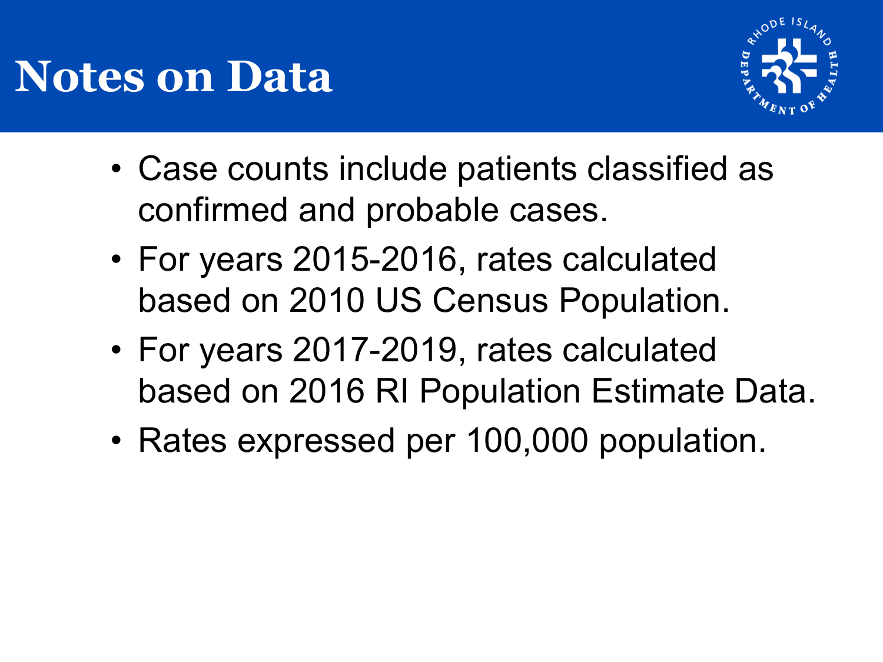# Notes on Data

- Case counts include patients classified as confirmed and probable cases.
- For years 2015-2016, rates calculated based on 2010 US Census Population.
- For years 2017-2019, rates calculated based on 2016 RI Population Estimate Data.
- Rates expressed per 100,000 population.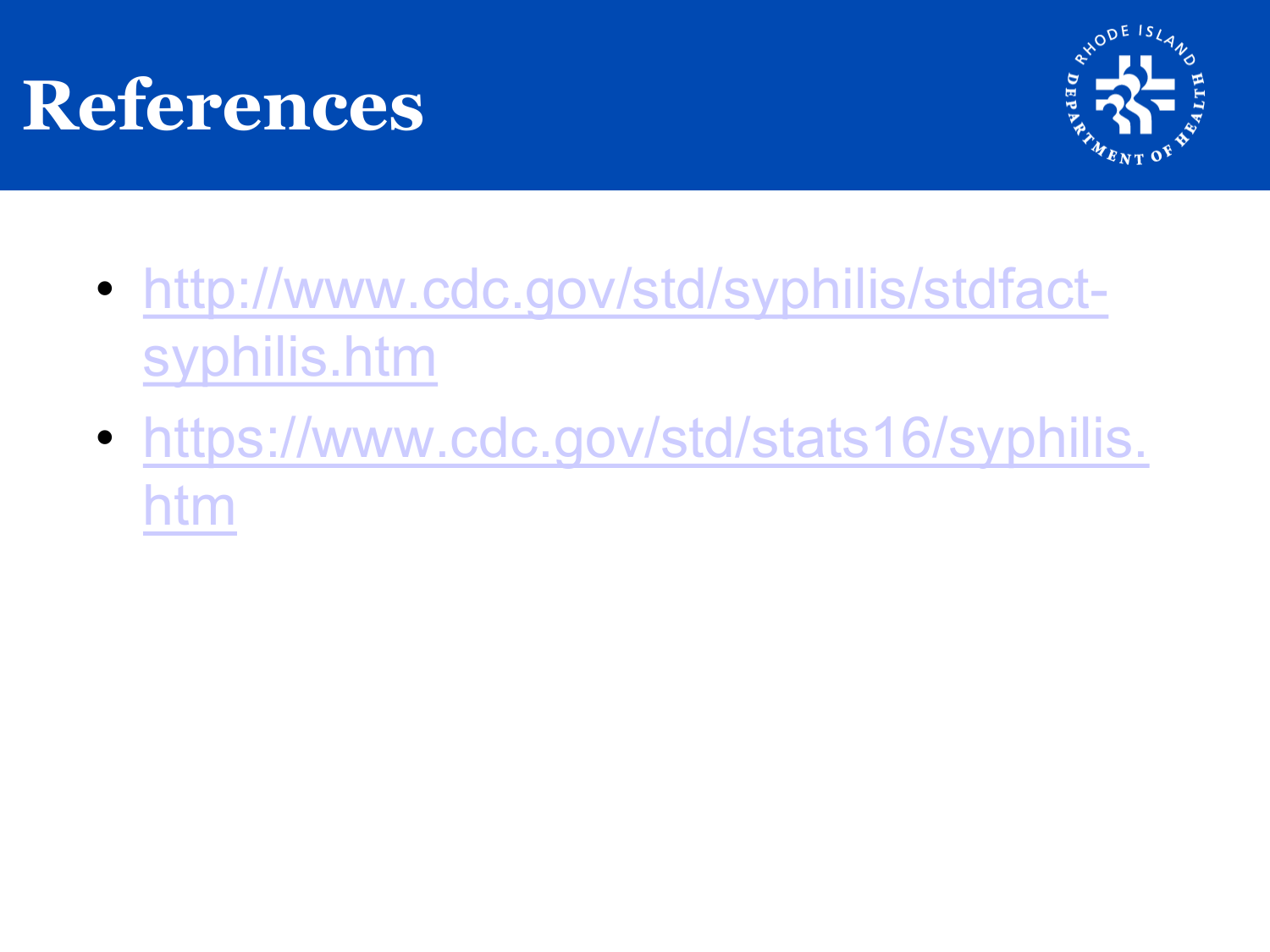# References

- http://www.cdc.gov/std/syphilis/stdfact-syphilis.htm
- https://www.cdc.gov/std/stats16/syphilis.htm